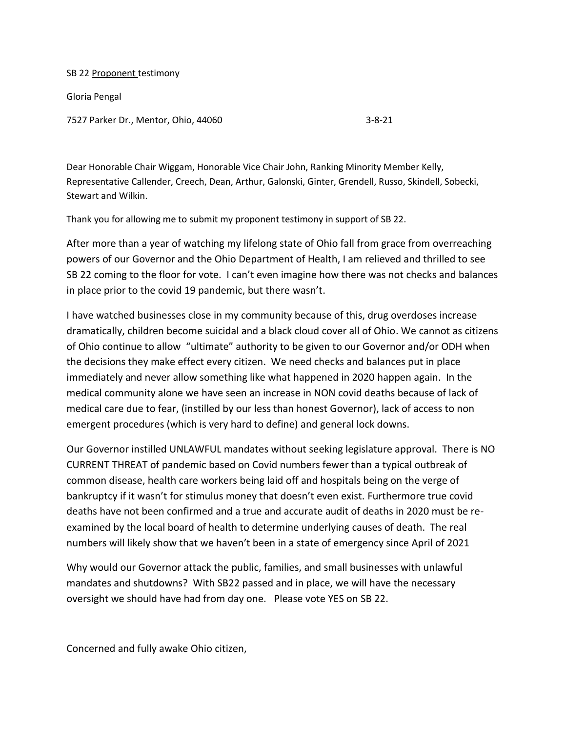SB 22 <u>Proponent</u> testimony

Gloria Pengal

7527 Parker Dr., Mentor, Ohio, 44060 3-8-21

Dear Honorable Chair Wiggam, Honorable Vice Chair John, Ranking Minority Member Kelly, Representative Callender, Creech, Dean, Arthur, Galonski, Ginter, Grendell, Russo, Skindell, Sobecki, Stewart and Wilkin.

Thank you for allowing me to submit my proponent testimony in support of SB 22.

After more than a year of watching my lifelong state of Ohio fall from grace from overreaching powers of our Governor and the Ohio Department of Health, I am relieved and thrilled to see SB 22 coming to the floor for vote. I can't even imagine how there was not checks and balances in place prior to the covid 19 pandemic, but there wasn't.

I have watched businesses close in my community because of this, drug overdoses increase dramatically, children become suicidal and a black cloud cover all of Ohio. We cannot as citizens of Ohio continue to allow "ultimate" authority to be given to our Governor and/or ODH when the decisions they make effect every citizen. We need checks and balances put in place immediately and never allow something like what happened in 2020 happen again. In the medical community alone we have seen an increase in NON covid deaths because of lack of medical care due to fear, (instilled by our less than honest Governor), lack of access to non emergent procedures (which is very hard to define) and general lock downs.

Our Governor instilled UNLAWFUL mandates without seeking legislature approval. There is NO CURRENT THREAT of pandemic based on Covid numbers fewer than a typical outbreak of common disease, health care workers being laid off and hospitals being on the verge of bankruptcy if it wasn't for stimulus money that doesn't even exist. Furthermore true covid deaths have not been confirmed and a true and accurate audit of deaths in 2020 must be re-examined by the local board of health to determine underlying causes of death. The real numbers will likely show that we haven't been in a state of emergency since April of 2021

Why would our Governor attack the public, families, and small businesses with unlawful mandates and shutdowns? With SB22 passed and in place, we will have the necessary oversight we should have had from day one. Please vote YES on SB 22.

Concerned and fully awake Ohio citizen,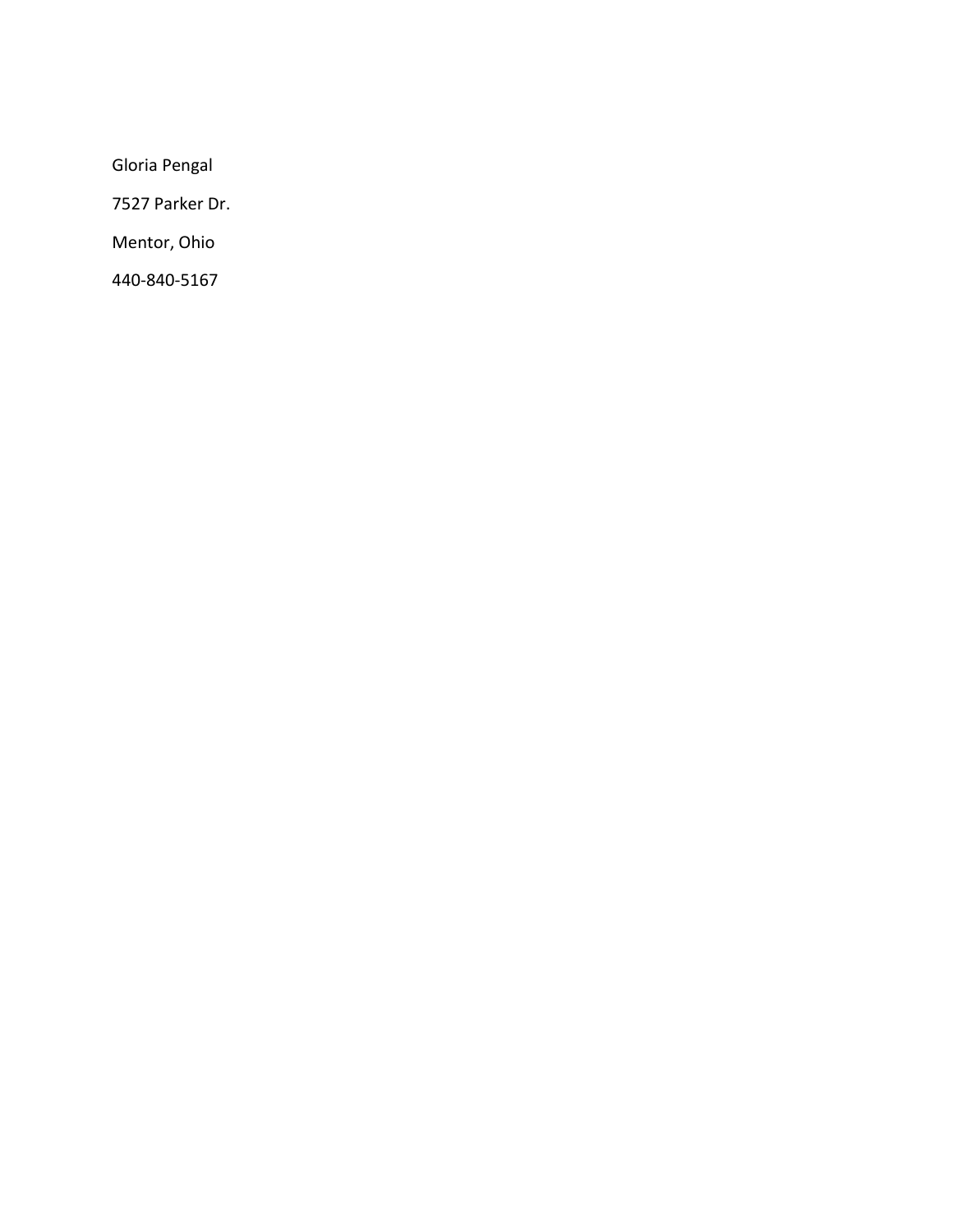Gloria Pengal

7527 Parker Dr.

Mentor, Ohio

440-840-5167